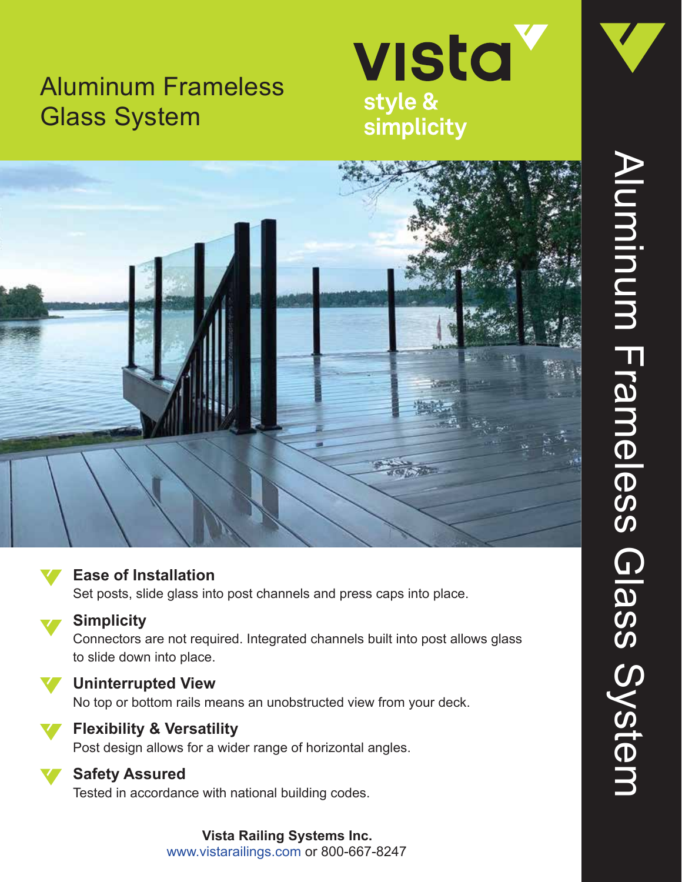# Aluminum Frameless Glass System

vista

style & simplicity

### Ease of Installation

Set posts, slide glass into post channels and press caps into place.

### Simplicity

Connectors are not required. Integrated channels built into post allows glass to slide down into place.

### Uninterrupted View

No top or bottom rails means an unobstructed view from your deck.

### Flexibility & Versatility

Post design allows for a wider range of horizontal angles.

### Safety Assured

Tested in accordance with national building codes.

**Vista Railing Systems Inc.**
www.vistarailings.com or 800-667-8247

Aluminum Frameless Glass System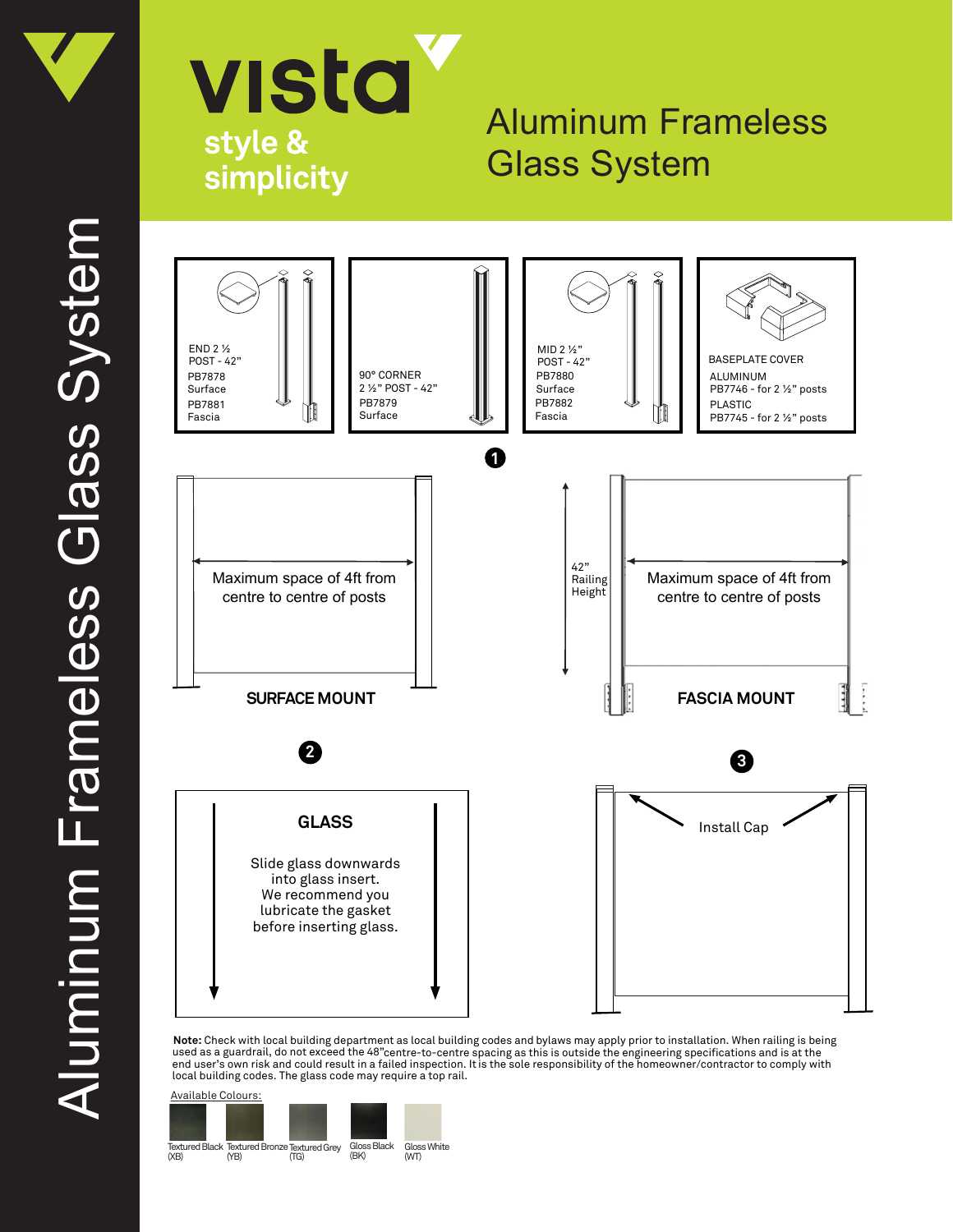# vista

**style & simplicity**

# Aluminum Frameless Glass System

END 2 ½
POST - 42"
PB7878
Surface
PB7881
Fascia

90° CORNER
2 ½" POST - 42"
PB7879
Surface

MID 2 ½"
POST - 42"
PB7880
Surface
PB7882
Fascia

BASEPLATE COVER
ALUMINUM
PB7746 - for 2 ½" posts
PLASTIC
PB7745 - for 2 ½" posts

**1**

Maximum space of 4ft from centre to centre of posts

**SURFACE MOUNT**

42" Railing Height

Maximum space of 4ft from centre to centre of posts

**FASCIA MOUNT**

**2**

**GLASS**

Slide glass downwards into glass insert. We recommend you lubricate the gasket before inserting glass.

**3**

Install Cap

**Note:** Check with local building department as local building codes and bylaws may apply prior to installation. When railing is being used as a guardrail, do not exceed the 48"centre-to-centre spacing as this is outside the engineering specifications and is at the end user's own risk and could result in a failed inspection. It is the sole responsibility of the homeowner/contractor to comply with local building codes. The glass code may require a top rail.

Available Colours:

Textured Black (XB)
Textured Bronze (YB)
Textured Grey (TG)
Gloss Black (BK)
Gloss White (WT)